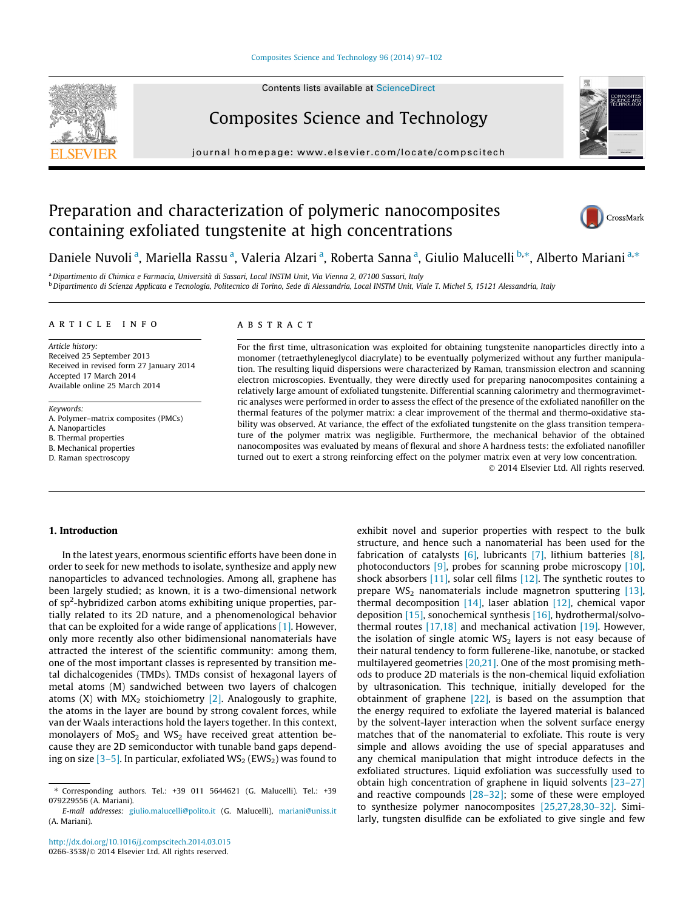# Preparation and characterization of polymeric nanocomposites containing exfoliated tungstenite at high concentrations

Daniele Nuvoli [a], Mariella Rassu [a], Valeria Alzari [a], Roberta Sanna [a], Giulio Malucelli [b,*], Alberto Mariani [a,*]

[a] Dipartimento di Chimica e Farmacia, Università di Sassari, Local INSTM Unit, Via Vienna 2, 07100 Sassari, Italy

[b] Dipartimento di Scienza Applicata e Tecnologia, Politecnico di Torino, Sede di Alessandria, Local INSTM Unit, Viale T. Michel 5, 15121 Alessandria, Italy

## ARTICLE INFO

*Article history:*
Received 25 September 2013
Received in revised form 27 January 2014
Accepted 17 March 2014
Available online 25 March 2014

*Keywords:*
A. Polymer–matrix composites (PMCs)
A. Nanoparticles
B. Thermal properties
B. Mechanical properties
D. Raman spectroscopy

## ABSTRACT

For the first time, ultrasonication was exploited for obtaining tungstenite nanoparticles directly into a monomer (tetraethyleneglycol diacrylate) to be eventually polymerized without any further manipulation. The resulting liquid dispersions were characterized by Raman, transmission electron and scanning electron microscopies. Eventually, they were directly used for preparing nanocomposites containing a relatively large amount of exfoliated tungstenite. Differential scanning calorimetry and thermogravimetric analyses were performed in order to assess the effect of the presence of the exfoliated nanofiller on the thermal features of the polymer matrix: a clear improvement of the thermal and thermo-oxidative stability was observed. At variance, the effect of the exfoliated tungstenite on the glass transition temperature of the polymer matrix was negligible. Furthermore, the mechanical behavior of the obtained nanocomposites was evaluated by means of flexural and shore A hardness tests: the exfoliated nanofiller turned out to exert a strong reinforcing effect on the polymer matrix even at very low concentration.

© 2014 Elsevier Ltd. All rights reserved.

## 1. Introduction

In the latest years, enormous scientific efforts have been done in order to seek for new methods to isolate, synthesize and apply new nanoparticles to advanced technologies. Among all, graphene has been largely studied; as known, it is a two-dimensional network of $sp^2$-hybridized carbon atoms exhibiting unique properties, partially related to its 2D nature, and a phenomenological behavior that can be exploited for a wide range of applications [1]. However, only more recently also other bidimensional nanomaterials have attracted the interest of the scientific community: among them, one of the most important classes is represented by transition metal dichalcogenides (TMDs). TMDs consist of hexagonal layers of metal atoms (M) sandwiched between two layers of chalcogen atoms (X) with $MX_2$ stoichiometry [2]. Analogously to graphite, the atoms in the layer are bound by strong covalent forces, while van der Waals interactions hold the layers together. In this context, monolayers of $MoS_2$ and $WS_2$ have received great attention because they are 2D semiconductor with tunable band gaps depending on size [3–5]. In particular, exfoliated $WS_2$ ($EWS_2$) was found to exhibit novel and superior properties with respect to the bulk structure, and hence such a nanomaterial has been used for the fabrication of catalysts [6], lubricants [7], lithium batteries [8], photoconductors [9], probes for scanning probe microscopy [10], shock absorbers [11], solar cell films [12]. The synthetic routes to prepare $WS_2$ nanomaterials include magnetron sputtering [13], thermal decomposition [14], laser ablation [12], chemical vapor deposition [15], sonochemical synthesis [16], hydrothermal/solvothermal routes [17,18] and mechanical activation [19]. However, the isolation of single atomic $WS_2$ layers is not easy because of their natural tendency to form fullerene-like, nanotube, or stacked multilayered geometries [20,21]. One of the most promising methods to produce 2D materials is the non-chemical liquid exfoliation by ultrasonication. This technique, initially developed for the obtainment of graphene [22], is based on the assumption that the energy required to exfoliate the layered material is balanced by the solvent-layer interaction when the solvent surface energy matches that of the nanomaterial to exfoliate. This route is very simple and allows avoiding the use of special apparatuses and any chemical manipulation that might introduce defects in the exfoliated structures. Liquid exfoliation was successfully used to obtain high concentration of graphene in liquid solvents [23–27] and reactive compounds [28–32]; some of these were employed to synthesize polymer nanocomposites [25,27,28,30–32]. Similarly, tungsten disulfide can be exfoliated to give single and few

\* Corresponding authors. Tel.: +39 011 5644621 (G. Malucelli). Tel.: +39 079229556 (A. Mariani).

E-mail addresses: giulio.malucelli@polito.it (G. Malucelli), mariani@uniss.it (A. Mariani).

http://dx.doi.org/10.1016/j.compscitech.2014.03.015
0266-3538/© 2014 Elsevier Ltd. All rights reserved.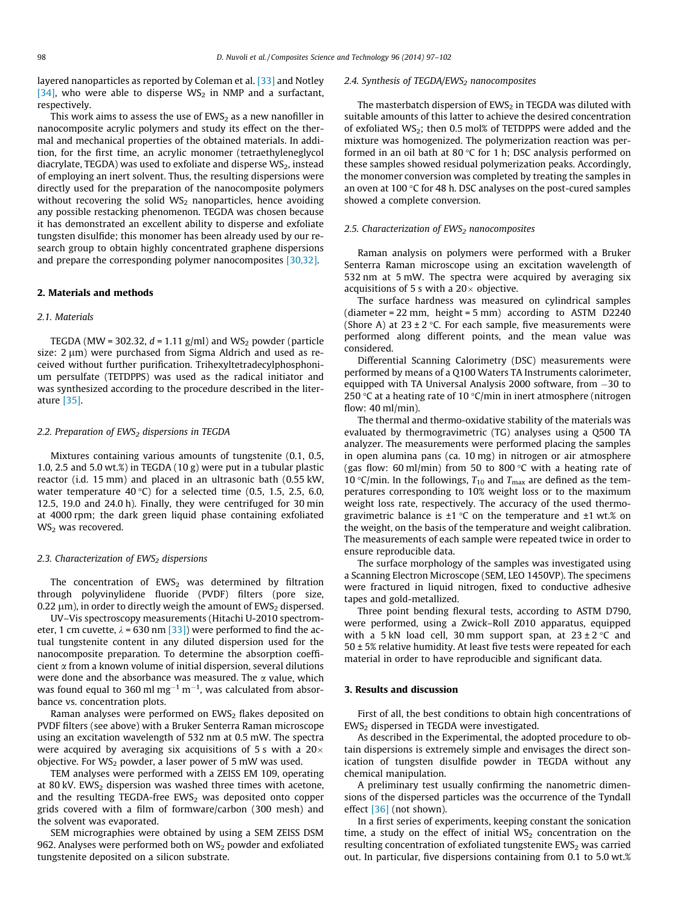layered nanoparticles as reported by Coleman et al. [33] and Notley [34], who were able to disperse $WS_2$ in NMP and a surfactant, respectively.

This work aims to assess the use of $EWS_2$ as a new nanofiller in nanocomposite acrylic polymers and study its effect on the thermal and mechanical properties of the obtained materials. In addition, for the first time, an acrylic monomer (tetraethyleneglycol diacrylate, TEGDA) was used to exfoliate and disperse $WS_2$, instead of employing an inert solvent. Thus, the resulting dispersions were directly used for the preparation of the nanocomposite polymers without recovering the solid $WS_2$ nanoparticles, hence avoiding any possible restacking phenomenon. TEGDA was chosen because it has demonstrated an excellent ability to disperse and exfoliate tungsten disulfide; this monomer has been already used by our research group to obtain highly concentrated graphene dispersions and prepare the corresponding polymer nanocomposites [30,32].

## 2. Materials and methods

### 2.1. Materials

TEGDA (MW = 302.32, d = 1.11 g/ml) and $WS_2$ powder (particle size: 2 μm) were purchased from Sigma Aldrich and used as received without further purification. Trihexyltetradecylphosphonium persulfate (TETDPPS) was used as the radical initiator and was synthesized according to the procedure described in the literature [35].

### 2.2. Preparation of $EWS_2$ dispersions in TEGDA

Mixtures containing various amounts of tungstenite (0.1, 0.5, 1.0, 2.5 and 5.0 wt.%) in TEGDA (10 g) were put in a tubular plastic reactor (i.d. 15 mm) and placed in an ultrasonic bath (0.55 kW, water temperature 40 °C) for a selected time (0.5, 1.5, 2.5, 6.0, 12.5, 19.0 and 24.0 h). Finally, they were centrifuged for 30 min at 4000 rpm; the dark green liquid phase containing exfoliated $WS_2$ was recovered.

### 2.3. Characterization of $EWS_2$ dispersions

The concentration of $EWS_2$ was determined by filtration through polyvinylidene fluoride (PVDF) filters (pore size, 0.22 μm), in order to directly weigh the amount of $EWS_2$ dispersed.

UV–Vis spectroscopy measurements (Hitachi U-2010 spectrometer, 1 cm cuvette, $\lambda$ = 630 nm [33]) were performed to find the actual tungstenite content in any diluted dispersion used for the nanocomposite preparation. To determine the absorption coefficient $\alpha$ from a known volume of initial dispersion, several dilutions were done and the absorbance was measured. The $\alpha$ value, which was found equal to 360 ml $mg^{-1}$ $m^{-1}$, was calculated from absorbance vs. concentration plots.

Raman analyses were performed on $EWS_2$ flakes deposited on PVDF filters (see above) with a Bruker Senterra Raman microscope using an excitation wavelength of 532 nm at 0.5 mW. The spectra were acquired by averaging six acquisitions of 5 s with a 20× objective. For $WS_2$ powder, a laser power of 5 mW was used.

TEM analyses were performed with a ZEISS EM 109, operating at 80 kV. $EWS_2$ dispersion was washed three times with acetone, and the resulting TEGDA-free $EWS_2$ was deposited onto copper grids covered with a film of formware/carbon (300 mesh) and the solvent was evaporated.

SEM micrographies were obtained by using a SEM ZEISS DSM 962. Analyses were performed both on $WS_2$ powder and exfoliated tungstenite deposited on a silicon substrate.

### 2.4. Synthesis of TEGDA/$EWS_2$ nanocomposites

The masterbatch dispersion of $EWS_2$ in TEGDA was diluted with suitable amounts of this latter to achieve the desired concentration of exfoliated $WS_2$; then 0.5 mol% of TETDPPS were added and the mixture was homogenized. The polymerization reaction was performed in an oil bath at 80 °C for 1 h; DSC analysis performed on these samples showed residual polymerization peaks. Accordingly, the monomer conversion was completed by treating the samples in an oven at 100 °C for 48 h. DSC analyses on the post-cured samples showed a complete conversion.

### 2.5. Characterization of $EWS_2$ nanocomposites

Raman analysis on polymers were performed with a Bruker Senterra Raman microscope using an excitation wavelength of 532 nm at 5 mW. The spectra were acquired by averaging six acquisitions of 5 s with a 20× objective.

The surface hardness was measured on cylindrical samples (diameter = 22 mm, height = 5 mm) according to ASTM D2240 (Shore A) at 23 ± 2 °C. For each sample, five measurements were performed along different points, and the mean value was considered.

Differential Scanning Calorimetry (DSC) measurements were performed by means of a Q100 Waters TA Instruments calorimeter, equipped with TA Universal Analysis 2000 software, from −30 to 250 °C at a heating rate of 10 °C/min in inert atmosphere (nitrogen flow: 40 ml/min).

The thermal and thermo-oxidative stability of the materials was evaluated by thermogravimetric (TG) analyses using a Q500 TA analyzer. The measurements were performed placing the samples in open alumina pans (ca. 10 mg) in nitrogen or air atmosphere (gas flow: 60 ml/min) from 50 to 800 °C with a heating rate of 10 °C/min. In the followings, $T_{10}$ and $T_{max}$ are defined as the temperatures corresponding to 10% weight loss or to the maximum weight loss rate, respectively. The accuracy of the used thermogravimetric balance is ±1 °C on the temperature and ±1 wt.% on the weight, on the basis of the temperature and weight calibration. The measurements of each sample were repeated twice in order to ensure reproducible data.

The surface morphology of the samples was investigated using a Scanning Electron Microscope (SEM, LEO 1450VP). The specimens were fractured in liquid nitrogen, fixed to conductive adhesive tapes and gold-metallized.

Three point bending flexural tests, according to ASTM D790, were performed, using a Zwick–Roll Z010 apparatus, equipped with a 5 kN load cell, 30 mm support span, at 23 ± 2 °C and 50 ± 5% relative humidity. At least five tests were repeated for each material in order to have reproducible and significant data.

## 3. Results and discussion

First of all, the best conditions to obtain high concentrations of $EWS_2$ dispersed in TEGDA were investigated.

As described in the Experimental, the adopted procedure to obtain dispersions is extremely simple and envisages the direct sonication of tungsten disulfide powder in TEGDA without any chemical manipulation.

A preliminary test usually confirming the nanometric dimensions of the dispersed particles was the occurrence of the Tyndall effect [36] (not shown).

In a first series of experiments, keeping constant the sonication time, a study on the effect of initial $WS_2$ concentration on the resulting concentration of exfoliated tungstenite $EWS_2$ was carried out. In particular, five dispersions containing from 0.1 to 5.0 wt.%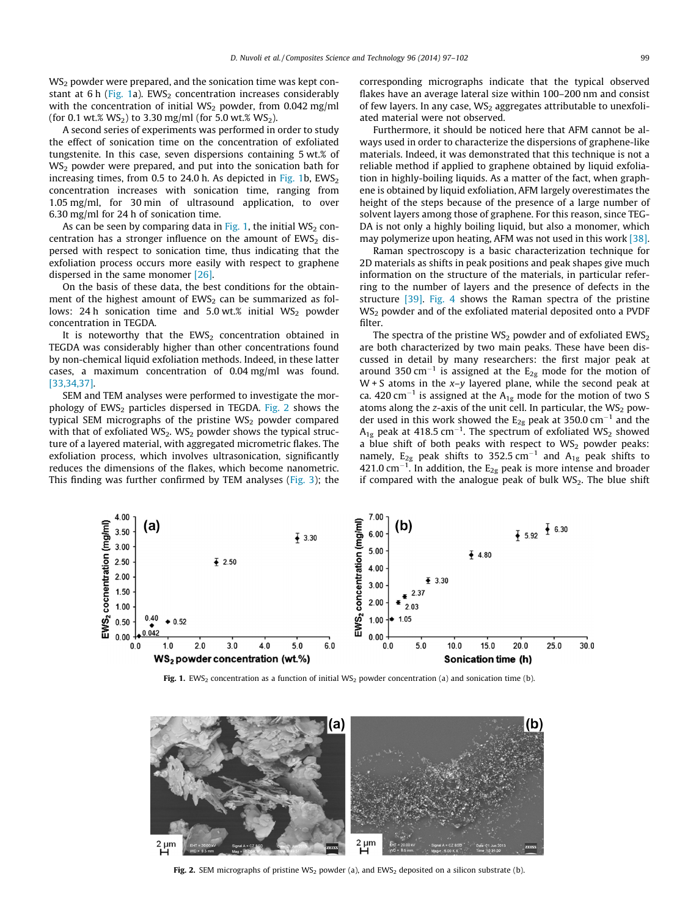$WS_2$ powder were prepared, and the sonication time was kept constant at 6 h (Fig. 1a). $EWS_2$ concentration increases considerably with the concentration of initial $WS_2$ powder, from 0.042 mg/ml (for 0.1 wt.% $WS_2$) to 3.30 mg/ml (for 5.0 wt.% $WS_2$).

A second series of experiments was performed in order to study the effect of sonication time on the concentration of exfoliated tungstenite. In this case, seven dispersions containing 5 wt.% of $WS_2$ powder were prepared, and put into the sonication bath for increasing times, from 0.5 to 24.0 h. As depicted in Fig. 1b, $EWS_2$ concentration increases with sonication time, ranging from 1.05 mg/ml, for 30 min of ultrasound application, to over 6.30 mg/ml for 24 h of sonication time.

As can be seen by comparing data in Fig. 1, the initial $WS_2$ concentration has a stronger influence on the amount of $EWS_2$ dispersed with respect to sonication time, thus indicating that the exfoliation process occurs more easily with respect to graphene dispersed in the same monomer [26].

On the basis of these data, the best conditions for the obtainment of the highest amount of $EWS_2$ can be summarized as follows: 24 h sonication time and 5.0 wt.% initial $WS_2$ powder concentration in TEGDA.

It is noteworthy that the $EWS_2$ concentration obtained in TEGDA was considerably higher than other concentrations found by non-chemical liquid exfoliation methods. Indeed, in these latter cases, a maximum concentration of 0.04 mg/ml was found. [33,34,37].

SEM and TEM analyses were performed to investigate the morphology of $EWS_2$ particles dispersed in TEGDA. Fig. 2 shows the typical SEM micrographs of the pristine $WS_2$ powder compared with that of exfoliated $WS_2$. $WS_2$ powder shows the typical structure of a layered material, with aggregated micrometric flakes. The exfoliation process, which involves ultrasonication, significantly reduces the dimensions of the flakes, which become nanometric. This finding was further confirmed by TEM analyses (Fig. 3); the corresponding micrographs indicate that the typical observed flakes have an average lateral size within 100–200 nm and consist of few layers. In any case, $WS_2$ aggregates attributable to unexfoliated material were not observed.

Furthermore, it should be noticed here that AFM cannot be always used in order to characterize the dispersions of graphene-like materials. Indeed, it was demonstrated that this technique is not a reliable method if applied to graphene obtained by liquid exfoliation in highly-boiling liquids. As a matter of the fact, when graphene is obtained by liquid exfoliation, AFM largely overestimates the height of the steps because of the presence of a large number of solvent layers among those of graphene. For this reason, since TEGDA is not only a highly boiling liquid, but also a monomer, which may polymerize upon heating, AFM was not used in this work [38].

Raman spectroscopy is a basic characterization technique for 2D materials as shifts in peak positions and peak shapes give much information on the structure of the materials, in particular referring to the number of layers and the presence of defects in the structure [39]. Fig. 4 shows the Raman spectra of the pristine $WS_2$ powder and of the exfoliated material deposited onto a PVDF filter.

The spectra of the pristine $WS_2$ powder and of exfoliated $EWS_2$ are both characterized by two main peaks. These have been discussed in detail by many researchers: the first major peak at around 350 $cm^{-1}$ is assigned at the $E_{2g}$ mode for the motion of W + S atoms in the *x*–*y* layered plane, while the second peak at ca. 420 $cm^{-1}$ is assigned at the $A_{1g}$ mode for the motion of two S atoms along the *z*-axis of the unit cell. In particular, the $WS_2$ powder used in this work showed the $E_{2g}$ peak at 350.0 $cm^{-1}$ and the $A_{1g}$ peak at 418.5 $cm^{-1}$. The spectrum of exfoliated $WS_2$ showed a blue shift of both peaks with respect to $WS_2$ powder peaks: namely, $E_{2g}$ peak shifts to 352.5 $cm^{-1}$ and $A_{1g}$ peak shifts to 421.0 $cm^{-1}$. In addition, the $E_{2g}$ peak is more intense and broader if compared with the analogue peak of bulk $WS_2$. The blue shift

**Fig. 1.** $EWS_2$ concentration as a function of initial $WS_2$ powder concentration (a) and sonication time (b).

**Fig. 2.** SEM micrographs of pristine $WS_2$ powder (a), and $EWS_2$ deposited on a silicon substrate (b).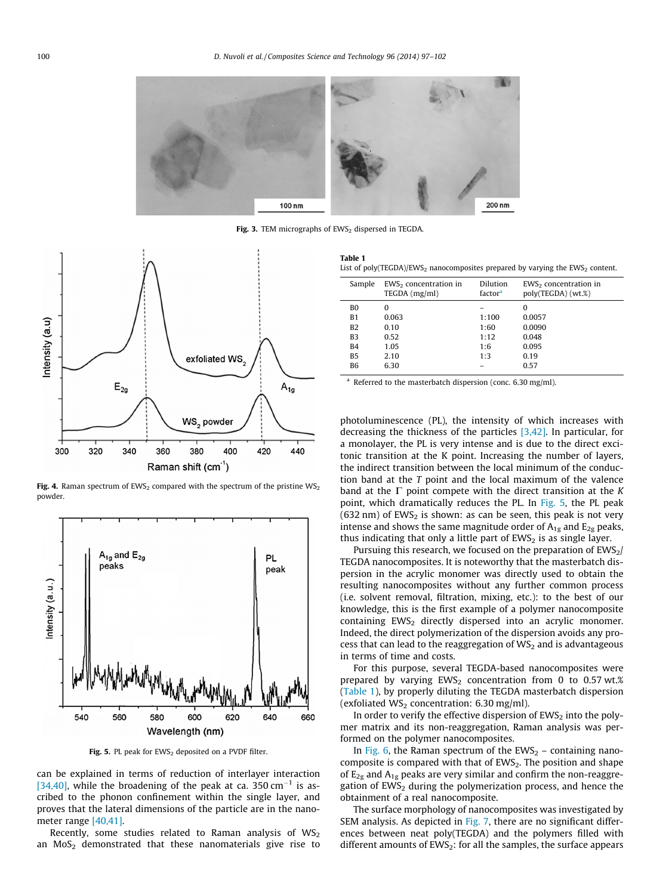Fig. 3. TEM micrographs of $EWS_2$ dispersed in TEGDA.

Fig. 4. Raman spectrum of $EWS_2$ compared with the spectrum of the pristine $WS_2$ powder.

Fig. 5. PL peak for $EWS_2$ deposited on a PVDF filter.

can be explained in terms of reduction of interlayer interaction [34,40], while the broadening of the peak at ca. 350 $cm^{-1}$ is ascribed to the phonon confinement within the single layer, and proves that the lateral dimensions of the particle are in the nanometer range [40,41].

Recently, some studies related to Raman analysis of $WS_2$ an $MoS_2$ demonstrated that these nanomaterials give rise to photoluminescence (PL), the intensity of which increases with decreasing the thickness of the particles [3,42]. In particular, for a monolayer, the PL is very intense and is due to the direct excitonic transition at the K point. Increasing the number of layers, the indirect transition between the local minimum of the conduction band at the *T* point and the local maximum of the valence band at the Γ point compete with the direct transition at the *K* point, which dramatically reduces the PL. In Fig. 5, the PL peak (632 nm) of $EWS_2$ is shown: as can be seen, this peak is not very intense and shows the same magnitude order of $A_{1g}$ and $E_{2g}$ peaks, thus indicating that only a little part of $EWS_2$ is as single layer.

**Table 1**
List of poly(TEGDA)/$EWS_2$ nanocomposites prepared by varying the $EWS_2$ content.

| Sample | $EWS_2$ concentration in TEGDA (mg/ml) | Dilution factor[a] | $EWS_2$ concentration in poly(TEGDA) (wt.%) |
|---|---|---|---|
| B0 | 0 | – | 0 |
| B1 | 0.063 | 1:100 | 0.0057 |
| B2 | 0.10 | 1:60 | 0.0090 |
| B3 | 0.52 | 1:12 | 0.048 |
| B4 | 1.05 | 1:6 | 0.095 |
| B5 | 2.10 | 1:3 | 0.19 |
| B6 | 6.30 | – | 0.57 |

[a] Referred to the masterbatch dispersion (conc. 6.30 mg/ml).

Pursuing this research, we focused on the preparation of $EWS_2$/TEGDA nanocomposites. It is noteworthy that the masterbatch dispersion in the acrylic monomer was directly used to obtain the resulting nanocomposites without any further common process (i.e. solvent removal, filtration, mixing, etc.): to the best of our knowledge, this is the first example of a polymer nanocomposite containing $EWS_2$ directly dispersed into an acrylic monomer. Indeed, the direct polymerization of the dispersion avoids any process that can lead to the reaggregation of $WS_2$ and is advantageous in terms of time and costs.

For this purpose, several TEGDA-based nanocomposites were prepared by varying $EWS_2$ concentration from 0 to 0.57 wt.% (Table 1), by properly diluting the TEGDA masterbatch dispersion (exfoliated $WS_2$ concentration: 6.30 mg/ml).

In order to verify the effective dispersion of $EWS_2$ into the polymer matrix and its non-reaggregation, Raman analysis was performed on the polymer nanocomposites.

In Fig. 6, the Raman spectrum of the $EWS_2$ – containing nanocomposite is compared with that of $EWS_2$. The position and shape of $E_{2g}$ and $A_{1g}$ peaks are very similar and confirm the non-reaggregation of $EWS_2$ during the polymerization process, and hence the obtainment of a real nanocomposite.

The surface morphology of nanocomposites was investigated by SEM analysis. As depicted in Fig. 7, there are no significant differences between neat poly(TEGDA) and the polymers filled with different amounts of $EWS_2$: for all the samples, the surface appears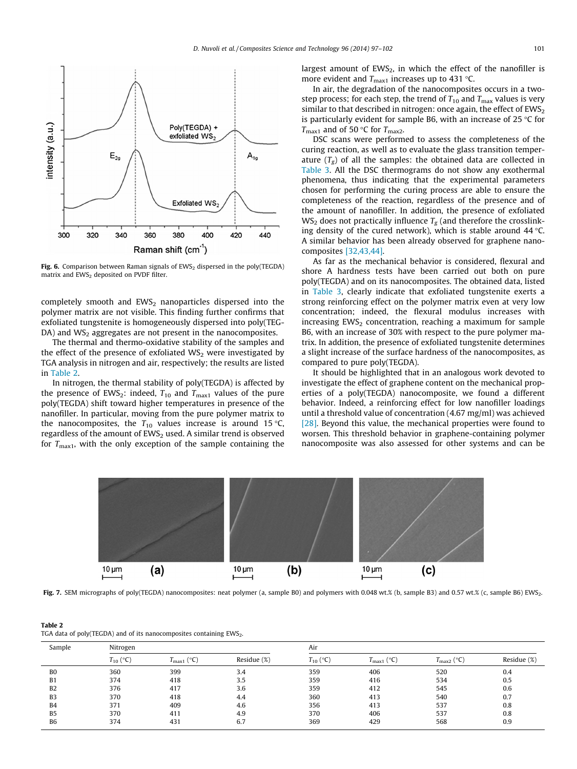Fig. 6. Comparison between Raman signals of $EWS_2$ dispersed in the poly(TEGDA) matrix and $EWS_2$ deposited on PVDF filter.

completely smooth and $EWS_2$ nanoparticles dispersed into the polymer matrix are not visible. This finding further confirms that exfoliated tungstenite is homogeneously dispersed into poly(TEGDA) and $WS_2$ aggregates are not present in the nanocomposites.

The thermal and thermo-oxidative stability of the samples and the effect of the presence of exfoliated $WS_2$ were investigated by TGA analysis in nitrogen and air, respectively; the results are listed in Table 2.

In nitrogen, the thermal stability of poly(TEGDA) is affected by the presence of $EWS_2$: indeed, $T_{10}$ and $T_{max1}$ values of the pure poly(TEGDA) shift toward higher temperatures in presence of the nanofiller. In particular, moving from the pure polymer matrix to the nanocomposites, the $T_{10}$ values increase is around 15 °C, regardless of the amount of $EWS_2$ used. A similar trend is observed for $T_{max1}$, with the only exception of the sample containing the largest amount of $EWS_2$, in which the effect of the nanofiller is more evident and $T_{max1}$ increases up to 431 °C.

In air, the degradation of the nanocomposites occurs in a two-step process; for each step, the trend of $T_{10}$ and $T_{max}$ values is very similar to that described in nitrogen: once again, the effect of $EWS_2$ is particularly evident for sample B6, with an increase of 25 °C for $T_{max1}$ and of 50 °C for $T_{max2}$.

DSC scans were performed to assess the completeness of the curing reaction, as well as to evaluate the glass transition temperature ($T_g$) of all the samples: the obtained data are collected in Table 3. All the DSC thermograms do not show any exothermal phenomena, thus indicating that the experimental parameters chosen for performing the curing process are able to ensure the completeness of the reaction, regardless of the presence and of the amount of nanofiller. In addition, the presence of exfoliated $WS_2$ does not practically influence $T_g$ (and therefore the crosslinking density of the cured network), which is stable around 44 °C. A similar behavior has been already observed for graphene nanocomposites [32,43,44].

As far as the mechanical behavior is considered, flexural and shore A hardness tests have been carried out both on pure poly(TEGDA) and on its nanocomposites. The obtained data, listed in Table 3, clearly indicate that exfoliated tungstenite exerts a strong reinforcing effect on the polymer matrix even at very low concentration; indeed, the flexural modulus increases with increasing $EWS_2$ concentration, reaching a maximum for sample B6, with an increase of 30% with respect to the pure polymer matrix. In addition, the presence of exfoliated tungstenite determines a slight increase of the surface hardness of the nanocomposites, as compared to pure poly(TEGDA).

It should be highlighted that in an analogous work devoted to investigate the effect of graphene content on the mechanical properties of a poly(TEGDA) nanocomposite, we found a different behavior. Indeed, a reinforcing effect for low nanofiller loadings until a threshold value of concentration (4.67 mg/ml) was achieved [28]. Beyond this value, the mechanical properties were found to worsen. This threshold behavior in graphene-containing polymer nanocomposite was also assessed for other systems and can be

Fig. 7. SEM micrographs of poly(TEGDA) nanocomposites: neat polymer (a, sample B0) and polymers with 0.048 wt.% (b, sample B3) and 0.57 wt.% (c, sample B6) $EWS_2$.

**Table 2**
TGA data of poly(TEGDA) and of its nanocomposites containing $EWS_2$.

| Sample | Nitrogen | | | Air | | | |
|---|---|---|---|---|---|---|---|
| | $T_{10}$ (°C) | $T_{max1}$ (°C) | Residue (%) | $T_{10}$ (°C) | $T_{max1}$ (°C) | $T_{max2}$ (°C) | Residue (%) |
| B0 | 360 | 399 | 3.4 | 359 | 406 | 520 | 0.4 |
| B1 | 374 | 418 | 3.5 | 359 | 416 | 534 | 0.5 |
| B2 | 376 | 417 | 3.6 | 359 | 412 | 545 | 0.6 |
| B3 | 370 | 418 | 4.4 | 360 | 413 | 540 | 0.7 |
| B4 | 371 | 409 | 4.6 | 356 | 413 | 537 | 0.8 |
| B5 | 370 | 411 | 4.9 | 370 | 406 | 537 | 0.8 |
| B6 | 374 | 431 | 6.7 | 369 | 429 | 568 | 0.9 |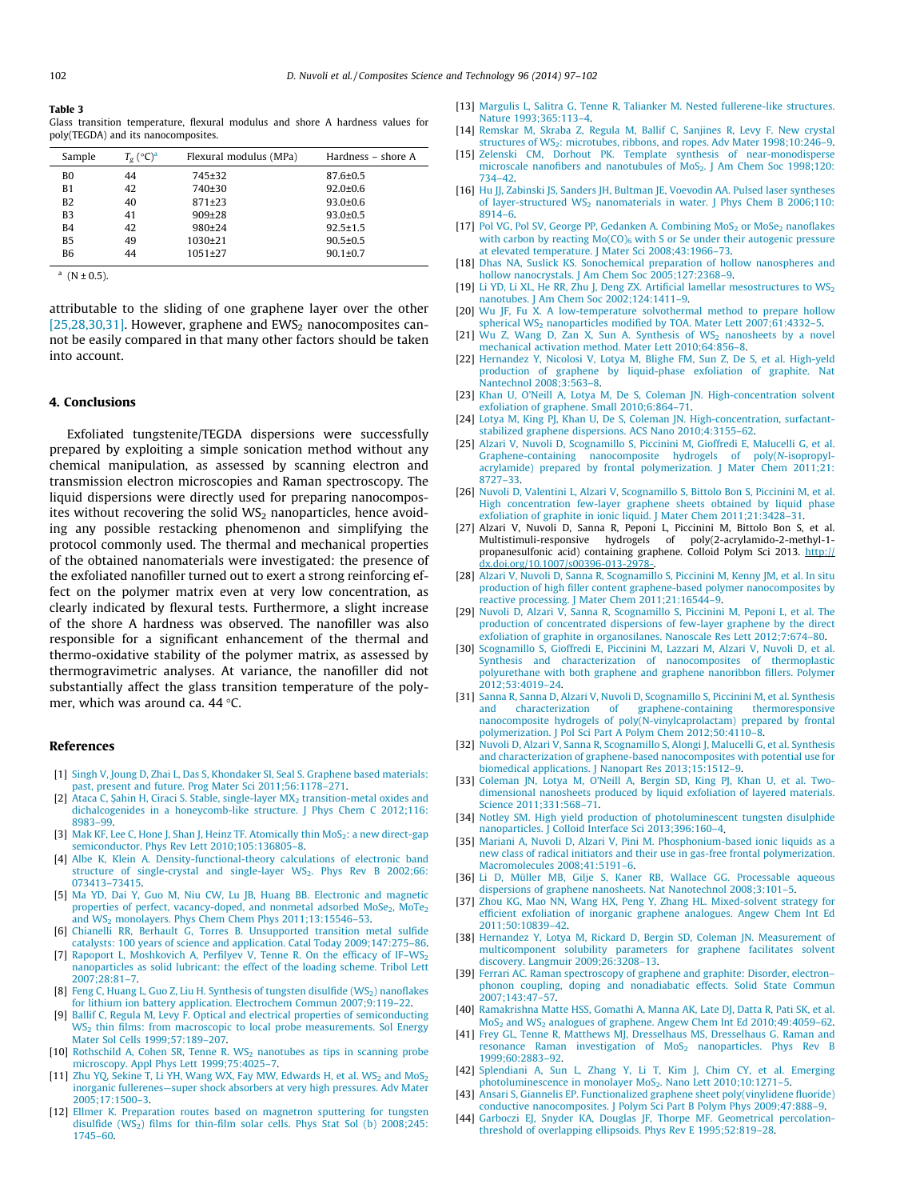**Table 3**
Glass transition temperature, flexural modulus and shore A hardness values for poly(TEGDA) and its nanocomposites.

| Sample | $T_g$ (°C)[a] | Flexural modulus (MPa) | Hardness – shore A |
|---|---|---|---|
| B0 | 44 | 745±32 | 87.6±0.5 |
| B1 | 42 | 740±30 | 92.0±0.6 |
| B2 | 40 | 871±23 | 93.0±0.6 |
| B3 | 41 | 909±28 | 93.0±0.5 |
| B4 | 42 | 980±24 | 92.5±1.5 |
| B5 | 49 | 1030±21 | 90.5±0.5 |
| B6 | 44 | 1051±27 | 90.1±0.7 |

[a] (N ± 0.5).

attributable to the sliding of one graphene layer over the other [25,28,30,31]. However, graphene and $EWS_2$ nanocomposites cannot be easily compared in that many other factors should be taken into account.

## 4. Conclusions

Exfoliated tungstenite/TEGDA dispersions were successfully prepared by exploiting a simple sonication method without any chemical manipulation, as assessed by scanning electron and transmission electron microscopies and Raman spectroscopy. The liquid dispersions were directly used for preparing nanocomposites without recovering the solid $WS_2$ nanoparticles, hence avoiding any possible restacking phenomenon and simplifying the protocol commonly used. The thermal and mechanical properties of the obtained nanomaterials were investigated: the presence of the exfoliated nanofiller turned out to exert a strong reinforcing effect on the polymer matrix even at very low concentration, as clearly indicated by flexural tests. Furthermore, a slight increase of the shore A hardness was observed. The nanofiller was also responsible for a significant enhancement of the thermal and thermo-oxidative stability of the polymer matrix, as assessed by thermogravimetric analyses. At variance, the nanofiller did not substantially affect the glass transition temperature of the polymer, which was around ca. 44 °C.

## References

[1] Singh V, Joung D, Zhai L, Das S, Khondaker SI, Seal S. Graphene based materials: past, present and future. Prog Mater Sci 2011;56:1178–271.

[2] Ataca C, Şahin H, Ciraci S. Stable, single-layer $MX_2$ transition-metal oxides and dichalcogenides in a honeycomb-like structure. J Phys Chem C 2012;116:8983–99.

[3] Mak KF, Lee C, Hone J, Shan J, Heinz TF. Atomically thin $MoS_2$: a new direct-gap semiconductor. Phys Rev Lett 2010;105:136805–8.

[4] Albe K, Klein A. Density-functional-theory calculations of electronic band structure of single-crystal and single-layer $WS_2$. Phys Rev B 2002;66:073413–73415.

[5] Ma YD, Dai Y, Guo M, Niu CW, Lu JB, Huang BB. Electronic and magnetic properties of perfect, vacancy-doped, and nonmetal adsorbed $MoSe_2$, $MoTe_2$ and $WS_2$ monolayers. Phys Chem Chem Phys 2011;13:15546–53.

[6] Chianelli RR, Berhault G, Torres B. Unsupported transition metal sulfide catalysts: 100 years of science and application. Catal Today 2009;147:275–86.

[7] Rapoport L, Moshkovich A, Perfilyev V, Tenne R. On the efficacy of IF–$WS_2$ nanoparticles as solid lubricant: the effect of the loading scheme. Tribol Lett 2007;28:81–7.

[8] Feng C, Huang L, Guo Z, Liu H. Synthesis of tungsten disulfide ($WS_2$) nanoflakes for lithium ion battery application. Electrochem Commun 2007;9:119–22.

[9] Ballif C, Regula M, Levy F. Optical and electrical properties of semiconducting $WS_2$ thin films: from macroscopic to local probe measurements. Sol Energy Mater Sol Cells 1999;57:189–207.

[10] Rothschild A, Cohen SR, Tenne R. $WS_2$ nanotubes as tips in scanning probe microscopy. Appl Phys Lett 1999;75:4025–7.

[11] Zhu YQ, Sekine T, Li YH, Wang WX, Fay MW, Edwards H, et al. $WS_2$ and $MoS_2$ inorganic fullerenes—super shock absorbers at very high pressures. Adv Mater 2005;17:1500–3.

[12] Ellmer K. Preparation routes based on magnetron sputtering for tungsten disulfide ($WS_2$) films for thin-film solar cells. Phys Stat Sol (b) 2008;245:1745–60.

[13] Margulis L, Salitra G, Tenne R, Talianker M. Nested fullerene-like structures. Nature 1993;365:113–4.

[14] Remskar M, Skraba Z, Regula M, Ballif C, Sanjines R, Levy F. New crystal structures of $WS_2$: microtubes, ribbons, and ropes. Adv Mater 1998;10:246–9.

[15] Zelenski CM, Dorhout PK. Template synthesis of near-monodisperse microscale nanofibers and nanotubules of $MoS_2$. J Am Chem Soc 1998;120:734–42.

[16] Hu JJ, Zabinski JS, Sanders JH, Bultman JE, Voevodin AA. Pulsed laser syntheses of layer-structured $WS_2$ nanomaterials in water. J Phys Chem B 2006;110:8914–6.

[17] Pol VG, Pol SV, George PP, Gedanken A. Combining $MoS_2$ or $MoSe_2$ nanoflakes with carbon by reacting $Mo(CO)_6$ with S or Se under their autogenic pressure at elevated temperature. J Mater Sci 2008;43:1966–73.

[18] Dhas NA, Suslick KS. Sonochemical preparation of hollow nanospheres and hollow nanocrystals. J Am Chem Soc 2005;127:2368–9.

[19] Li YD, Li XL, He RR, Zhu J, Deng ZX. Artificial lamellar mesostructures to $WS_2$ nanotubes. J Am Chem Soc 2002;124:1411–9.

[20] Wu JF, Fu X. A low-temperature solvothermal method to prepare hollow spherical $WS_2$ nanoparticles modified by TOA. Mater Lett 2007;61:4332–5.

[21] Wu Z, Wang D, Zan X, Sun A. Synthesis of $WS_2$ nanosheets by a novel mechanical activation method. Mater Lett 2010;64:856–8.

[22] Hernandez Y, Nicolosi V, Lotya M, Blighe FM, Sun Z, De S, et al. High-yeld production of graphene by liquid-phase exfoliation of graphite. Nat Nantechnol 2008;3:563–8.

[23] Khan U, O'Neill A, Lotya M, De S, Coleman JN. High-concentration solvent exfoliation of graphene. Small 2010;6:864–71.

[24] Lotya M, King PJ, Khan U, De S, Coleman JN. High-concentration, surfactant-stabilized graphene dispersions. ACS Nano 2010;4:3155–62.

[25] Alzari V, Nuvoli D, Scognamillo S, Piccinini M, Gioffredi E, Malucelli G, et al. Graphene-containing nanocomposite hydrogels of poly(N-isopropylacrylamide) prepared by frontal polymerization. J Mater Chem 2011;21:8727–33.

[26] Nuvoli D, Valentini L, Alzari V, Scognamillo S, Bittolo Bon S, Piccinini M, et al. High concentration few-layer graphene sheets obtained by liquid phase exfoliation of graphite in ionic liquid. J Mater Chem 2011;21:3428–31.

[27] Alzari V, Nuvoli D, Sanna R, Peponi L, Piccinini M, Bittolo Bon S, et al. Multistimuli-responsive hydrogels of poly(2-acrylamido-2-methyl-1-propanesulfonic acid) containing graphene. Colloid Polym Sci 2013. http://dx.doi.org/10.1007/s00396-013-2978-.

[28] Alzari V, Nuvoli D, Sanna R, Scognamillo S, Piccinini M, Kenny JM, et al. In situ production of high filler content graphene-based polymer nanocomposites by reactive processing. J Mater Chem 2011;21:16544–9.

[29] Nuvoli D, Alzari V, Sanna R, Scognamillo S, Piccinini M, Peponi L, et al. The production of concentrated dispersions of few-layer graphene by the direct exfoliation of graphite in organosilanes. Nanoscale Res Lett 2012;7:674–80.

[30] Scognamillo S, Gioffredi E, Piccinini M, Lazzari M, Alzari V, Nuvoli D, et al. Synthesis and characterization of nanocomposites of thermoplastic polyurethane with both graphene and graphene nanoribbon fillers. Polymer 2012;53:4019–24.

[31] Sanna R, Sanna D, Alzari V, Nuvoli D, Scognamillo S, Piccinini M, et al. Synthesis and characterization of graphene-containing thermoresponsive nanocomposite hydrogels of poly(N-vinylcaprolactam) prepared by frontal polymerization. J Pol Sci Part A Polym Chem 2012;50:4110–8.

[32] Nuvoli D, Alzari V, Sanna R, Scognamillo S, Alongi J, Malucelli G, et al. Synthesis and characterization of graphene-based nanocomposites with potential use for biomedical applications. J Nanopart Res 2013;15:1512–9.

[33] Coleman JN, Lotya M, O'Neill A, Bergin SD, King PJ, Khan U, et al. Two-dimensional nanosheets produced by liquid exfoliation of layered materials. Science 2011;331:568–71.

[34] Notley SM. High yield production of photoluminescent tungsten disulphide nanoparticles. J Colloid Interface Sci 2013;396:160–4.

[35] Mariani A, Nuvoli D, Alzari V, Pini M. Phosphonium-based ionic liquids as a new class of radical initiators and their use in gas-free frontal polymerization. Macromolecules 2008;41:5191–6.

[36] Li D, Müller MB, Gilje S, Kaner RB, Wallace GG. Processable aqueous dispersions of graphene nanosheets. Nat Nanotechnol 2008;3:101–5.

[37] Zhou KG, Mao NN, Wang HX, Peng Y, Zhang HL. Mixed-solvent strategy for efficient exfoliation of inorganic graphene analogues. Angew Chem Int Ed 2011;50:10839–42.

[38] Hernandez Y, Lotya M, Rickard D, Bergin SD, Coleman JN. Measurement of multicomponent solubility parameters for graphene facilitates solvent discovery. Langmuir 2009;26:3208–13.

[39] Ferrari AC. Raman spectroscopy of graphene and graphite: Disorder, electron–phonon coupling, doping and nonadiabatic effects. Solid State Commun 2007;143:47–57.

[40] Ramakrishna Matte HSS, Gomathi A, Manna AK, Late DJ, Datta R, Pati SK, et al. $MoS_2$ and $WS_2$ analogues of graphene. Angew Chem Int Ed 2010;49:4059–62.

[41] Frey GL, Tenne R, Matthews MJ, Dresselhaus MS, Dresselhaus G. Raman and resonance Raman investigation of $MoS_2$ nanoparticles. Phys Rev B 1999;60:2883–92.

[42] Splendiani A, Sun L, Zhang Y, Li T, Kim J, Chim CY, et al. Emerging photoluminescence in monolayer $MoS_2$. Nano Lett 2010;10:1271–5.

[43] Ansari S, Giannelis EP. Functionalized graphene sheet poly(vinylidene fluoride) conductive nanocomposites. J Polym Sci Part B Polym Phys 2009;47:888–9.

[44] Garboczi EJ, Snyder KA, Douglas JF, Thorpe MF. Geometrical percolation-threshold of overlapping ellipsoids. Phys Rev E 1995;52:819–28.